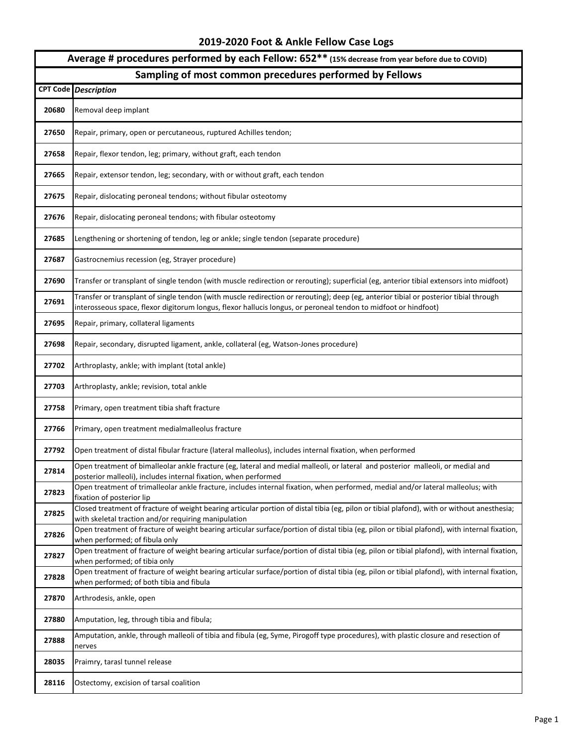# 2019-2020 Foot & Ankle Fellow Case Logs

**Average # procedures performed by each Fellow: 652**** **(15% decrease from year before due to COVID)**

## Sampling of most common precedures performed by Fellows

| CPT Code | *Description* |
|---|---|
| **20680** | Removal deep implant |
| **27650** | Repair, primary, open or percutaneous, ruptured Achilles tendon; |
| **27658** | Repair, flexor tendon, leg; primary, without graft, each tendon |
| **27665** | Repair, extensor tendon, leg; secondary, with or without graft, each tendon |
| **27675** | Repair, dislocating peroneal tendons; without fibular osteotomy |
| **27676** | Repair, dislocating peroneal tendons; with fibular osteotomy |
| **27685** | Lengthening or shortening of tendon, leg or ankle; single tendon (separate procedure) |
| **27687** | Gastrocnemius recession (eg, Strayer procedure) |
| **27690** | Transfer or transplant of single tendon (with muscle redirection or rerouting); superficial (eg, anterior tibial extensors into midfoot) |
| **27691** | Transfer or transplant of single tendon (with muscle redirection or rerouting); deep (eg, anterior tibial or posterior tibial through interosseous space, flexor digitorum longus, flexor hallucis longus, or peroneal tendon to midfoot or hindfoot) |
| **27695** | Repair, primary, collateral ligaments |
| **27698** | Repair, secondary, disrupted ligament, ankle, collateral (eg, Watson-Jones procedure) |
| **27702** | Arthroplasty, ankle; with implant (total ankle) |
| **27703** | Arthroplasty, ankle; revision, total ankle |
| **27758** | Primary, open treatment tibia shaft fracture |
| **27766** | Primary, open treatment medialmalleolus fracture |
| **27792** | Open treatment of distal fibular fracture (lateral malleolus), includes internal fixation, when performed |
| **27814** | Open treatment of bimalleolar ankle fracture (eg, lateral and medial malleoli, or lateral and posterior malleoli, or medial and posterior malleoli), includes internal fixation, when performed |
| **27823** | Open treatment of trimalleolar ankle fracture, includes internal fixation, when performed, medial and/or lateral malleolus; with fixation of posterior lip |
| **27825** | Closed treatment of fracture of weight bearing articular portion of distal tibia (eg, pilon or tibial plafond), with or without anesthesia; with skeletal traction and/or requiring manipulation |
| **27826** | Open treatment of fracture of weight bearing articular surface/portion of distal tibia (eg, pilon or tibial plafond), with internal fixation, when performed; of fibula only |
| **27827** | Open treatment of fracture of weight bearing articular surface/portion of distal tibia (eg, pilon or tibial plafond), with internal fixation, when performed; of tibia only |
| **27828** | Open treatment of fracture of weight bearing articular surface/portion of distal tibia (eg, pilon or tibial plafond), with internal fixation, when performed; of both tibia and fibula |
| **27870** | Arthrodesis, ankle, open |
| **27880** | Amputation, leg, through tibia and fibula; |
| **27888** | Amputation, ankle, through malleoli of tibia and fibula (eg, Syme, Pirogoff type procedures), with plastic closure and resection of nerves |
| **28035** | Praimry, tarasl tunnel release |
| **28116** | Ostectomy, excision of tarsal coalition |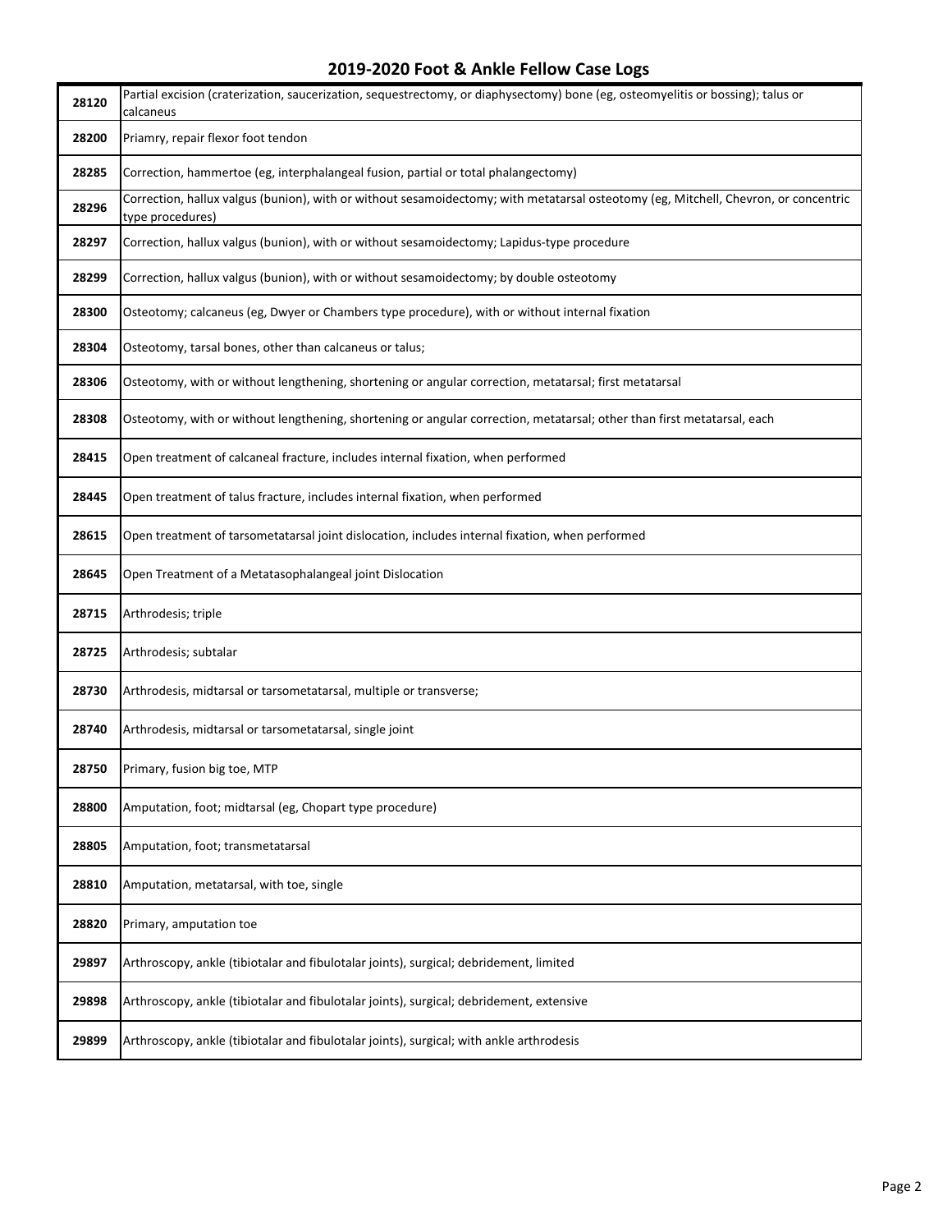## 2019-2020 Foot & Ankle Fellow Case Logs

| | |
|---|---|
| **28120** | Partial excision (craterization, saucerization, sequestrectomy, or diaphysectomy) bone (eg, osteomyelitis or bossing); talus or calcaneus |
| **28200** | Priamry, repair flexor foot tendon |
| **28285** | Correction, hammertoe (eg, interphalangeal fusion, partial or total phalangectomy) |
| **28296** | Correction, hallux valgus (bunion), with or without sesamoidectomy; with metatarsal osteotomy (eg, Mitchell, Chevron, or concentric type procedures) |
| **28297** | Correction, hallux valgus (bunion), with or without sesamoidectomy; Lapidus-type procedure |
| **28299** | Correction, hallux valgus (bunion), with or without sesamoidectomy; by double osteotomy |
| **28300** | Osteotomy; calcaneus (eg, Dwyer or Chambers type procedure), with or without internal fixation |
| **28304** | Osteotomy, tarsal bones, other than calcaneus or talus; |
| **28306** | Osteotomy, with or without lengthening, shortening or angular correction, metatarsal; first metatarsal |
| **28308** | Osteotomy, with or without lengthening, shortening or angular correction, metatarsal; other than first metatarsal, each |
| **28415** | Open treatment of calcaneal fracture, includes internal fixation, when performed |
| **28445** | Open treatment of talus fracture, includes internal fixation, when performed |
| **28615** | Open treatment of tarsometatarsal joint dislocation, includes internal fixation, when performed |
| **28645** | Open Treatment of a Metatasophalangeal joint Dislocation |
| **28715** | Arthrodesis; triple |
| **28725** | Arthrodesis; subtalar |
| **28730** | Arthrodesis, midtarsal or tarsometatarsal, multiple or transverse; |
| **28740** | Arthrodesis, midtarsal or tarsometatarsal, single joint |
| **28750** | Primary, fusion big toe, MTP |
| **28800** | Amputation, foot; midtarsal (eg, Chopart type procedure) |
| **28805** | Amputation, foot; transmetatarsal |
| **28810** | Amputation, metatarsal, with toe, single |
| **28820** | Primary, amputation toe |
| **29897** | Arthroscopy, ankle (tibiotalar and fibulotalar joints), surgical; debridement, limited |
| **29898** | Arthroscopy, ankle (tibiotalar and fibulotalar joints), surgical; debridement, extensive |
| **29899** | Arthroscopy, ankle (tibiotalar and fibulotalar joints), surgical; with ankle arthrodesis |